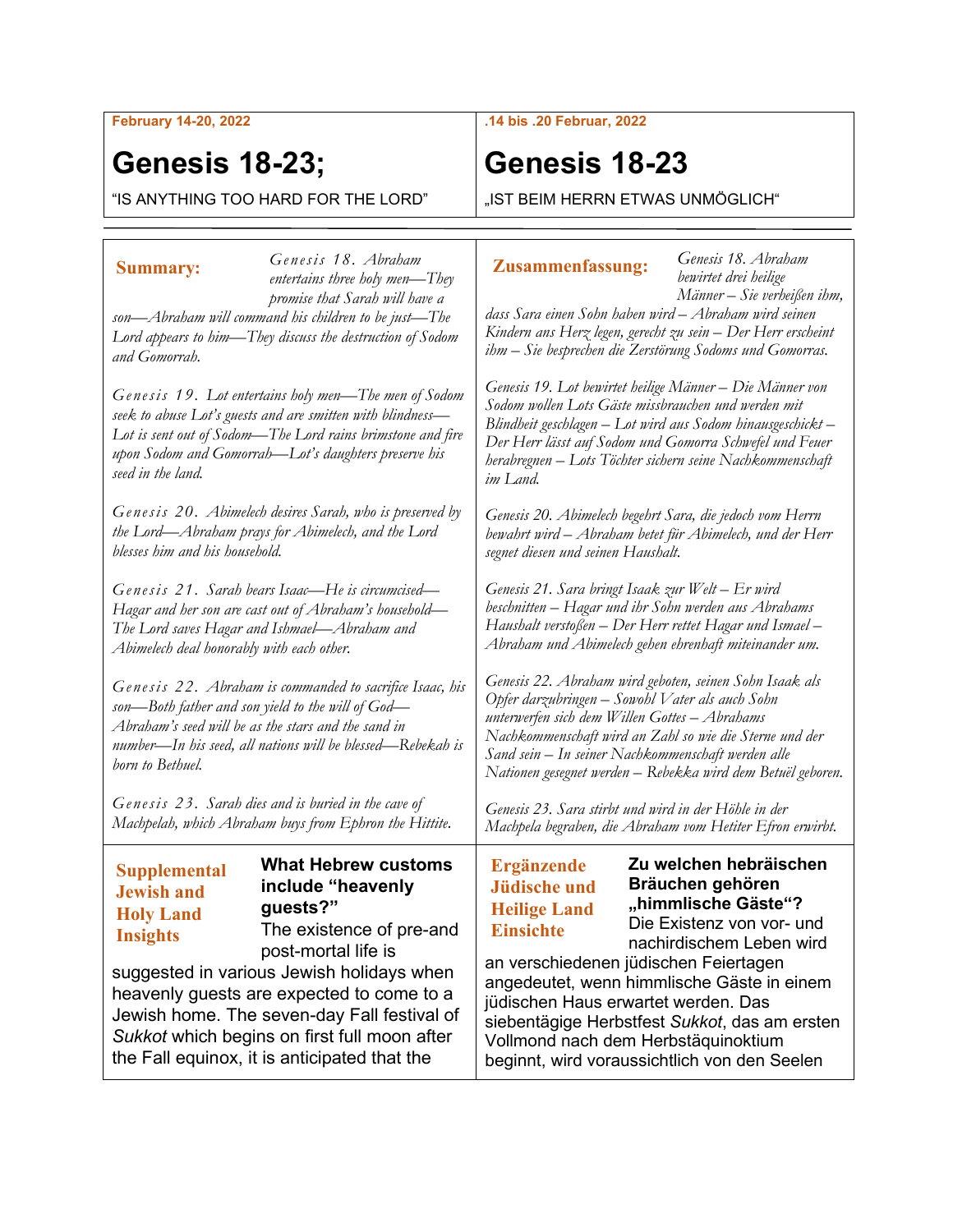**February 14-20, 2022**

# Genesis 18-23;

"IS ANYTHING TOO HARD FOR THE LORD"

**.14 bis .20 Februar, 2022**

# Genesis 18-23

„IST BEIM HERRN ETWAS UNMÖGLICH"

---

## Summary:

*Genesis 18. Abraham entertains three holy men—They promise that Sarah will have a son—Abraham will command his children to be just—The Lord appears to him—They discuss the destruction of Sodom and Gomorrah.*

*Genesis 19. Lot entertains holy men—The men of Sodom seek to abuse Lot's guests and are smitten with blindness—Lot is sent out of Sodom—The Lord rains brimstone and fire upon Sodom and Gomorrah—Lot's daughters preserve his seed in the land.*

*Genesis 20. Abimelech desires Sarah, who is preserved by the Lord—Abraham prays for Abimelech, and the Lord blesses him and his household.*

*Genesis 21. Sarah bears Isaac—He is circumcised—Hagar and her son are cast out of Abraham's household—The Lord saves Hagar and Ishmael—Abraham and Abimelech deal honorably with each other.*

*Genesis 22. Abraham is commanded to sacrifice Isaac, his son—Both father and son yield to the will of God—Abraham's seed will be as the stars and the sand in number—In his seed, all nations will be blessed—Rebekah is born to Bethuel.*

*Genesis 23. Sarah dies and is buried in the cave of Machpelah, which Abraham buys from Ephron the Hittite.*

## Zusammenfassung:

*Genesis 18. Abraham bewirtet drei heilige Männer – Sie verheißen ihm, dass Sara einen Sohn haben wird – Abraham wird seinen Kindern ans Herz legen, gerecht zu sein – Der Herr erscheint ihm – Sie besprechen die Zerstörung Sodoms und Gomorras.*

*Genesis 19. Lot bewirtet heilige Männer – Die Männer von Sodom wollen Lots Gäste missbrauchen und werden mit Blindheit geschlagen – Lot wird aus Sodom hinausgeschickt – Der Herr lässt auf Sodom und Gomorra Schwefel und Feuer herabregnen – Lots Töchter sichern seine Nachkommenschaft im Land.*

*Genesis 20. Abimelech begehrt Sara, die jedoch vom Herrn bewahrt wird – Abraham betet für Abimelech, und der Herr segnet diesen und seinen Haushalt.*

*Genesis 21. Sara bringt Isaak zur Welt – Er wird beschnitten – Hagar und ihr Sohn werden aus Abrahams Haushalt verstoßen – Der Herr rettet Hagar und Ismael – Abraham und Abimelech gehen ehrenhaft miteinander um.*

*Genesis 22. Abraham wird geboten, seinen Sohn Isaak als Opfer darzubringen – Sowohl Vater als auch Sohn unterwerfen sich dem Willen Gottes – Abrahams Nachkommenschaft wird an Zahl so wie die Sterne und der Sand sein – In seiner Nachkommenschaft werden alle Nationen gesegnet werden – Rebekka wird dem Betuël geboren.*

*Genesis 23. Sara stirbt und wird in der Höhle in der Machpela begraben, die Abraham vom Hetiter Efron erwirbt.*

---

## Supplemental Jewish and Holy Land Insights

**What Hebrew customs include "heavenly guests?"**

The existence of pre-and post-mortal life is suggested in various Jewish holidays when heavenly guests are expected to come to a Jewish home. The seven-day Fall festival of *Sukkot* which begins on first full moon after the Fall equinox, it is anticipated that the

## Ergänzende Jüdische und Heilige Land Einsichte

**Zu welchen hebräischen Bräuchen gehören „himmlische Gäste"?**

Die Existenz von vor- und nachirdischem Leben wird an verschiedenen jüdischen Feiertagen angedeutet, wenn himmlische Gäste in einem jüdischen Haus erwartet werden. Das siebentägige Herbstfest *Sukkot*, das am ersten Vollmond nach dem Herbstäquinoktium beginnt, wird voraussichtlich von den Seelen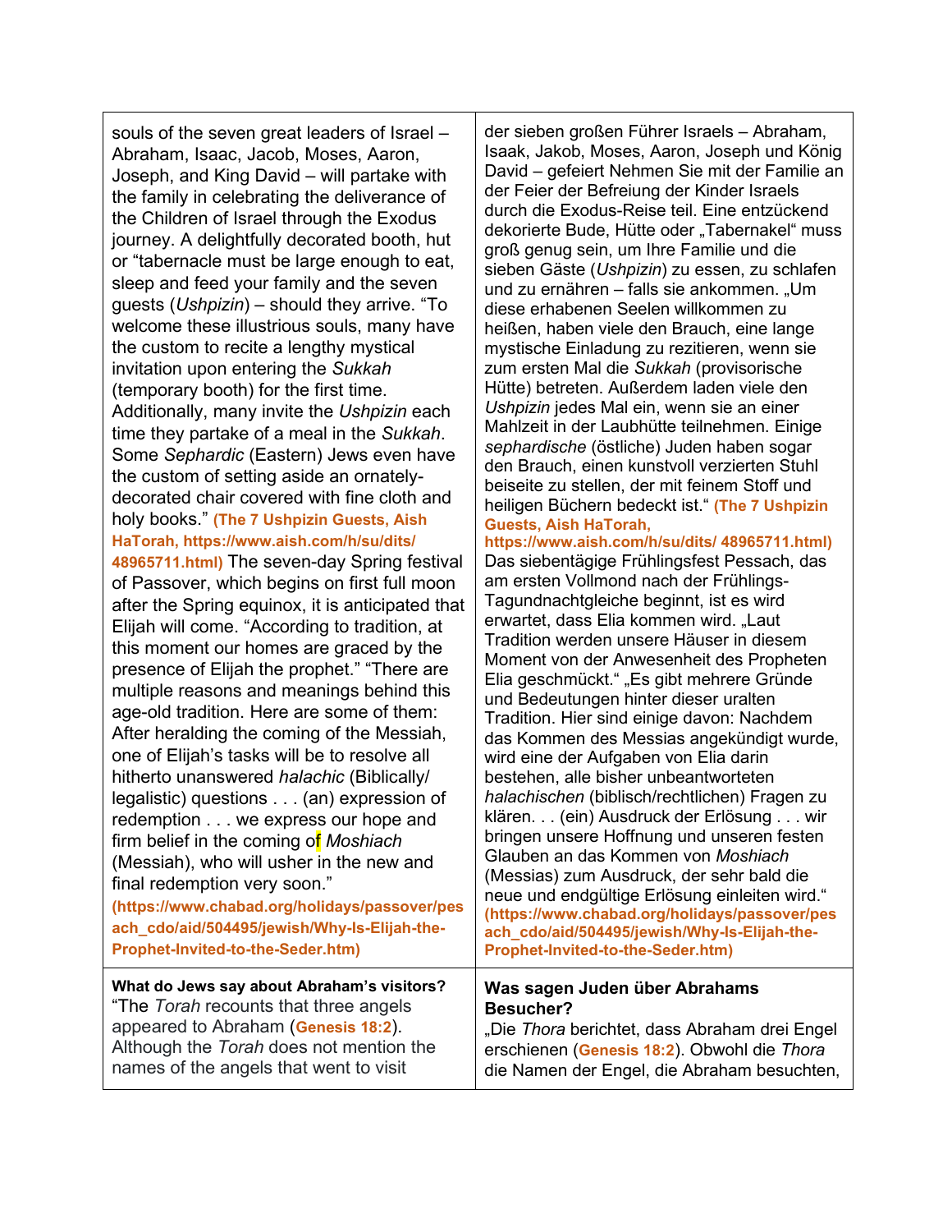| | |
|---|---|
| souls of the seven great leaders of Israel – Abraham, Isaac, Jacob, Moses, Aaron, Joseph, and King David – will partake with the family in celebrating the deliverance of the Children of Israel through the Exodus journey. A delightfully decorated booth, hut or "tabernacle must be large enough to eat, sleep and feed your family and the seven guests (*Ushpizin*) – should they arrive. "To welcome these illustrious souls, many have the custom to recite a lengthy mystical invitation upon entering the *Sukkah* (temporary booth) for the first time. Additionally, many invite the *Ushpizin* each time they partake of a meal in the *Sukkah*. Some *Sephardic* (Eastern) Jews even have the custom of setting aside an ornately-decorated chair covered with fine cloth and holy books." **(The 7 Ushpizin Guests, Aish HaTorah, https://www.aish.com/h/su/dits/ 48965711.html)** The seven-day Spring festival of Passover, which begins on first full moon after the Spring equinox, it is anticipated that Elijah will come. "According to tradition, at this moment our homes are graced by the presence of Elijah the prophet." "There are multiple reasons and meanings behind this age-old tradition. Here are some of them: After heralding the coming of the Messiah, one of Elijah's tasks will be to resolve all hitherto unanswered *halachic* (Biblically/ legalistic) questions . . . (an) expression of redemption . . . we express our hope and firm belief in the coming of *Moshiach* (Messiah), who will usher in the new and final redemption very soon." **(https://www.chabad.org/holidays/passover/pesach_cdo/aid/504495/jewish/Why-Is-Elijah-the-Prophet-Invited-to-the-Seder.htm)** | der sieben großen Führer Israels – Abraham, Isaak, Jakob, Moses, Aaron, Joseph und König David – gefeiert Nehmen Sie mit der Familie an der Feier der Befreiung der Kinder Israels durch die Exodus-Reise teil. Eine entzückend dekorierte Bude, Hütte oder „Tabernakel" muss groß genug sein, um Ihre Familie und die sieben Gäste (*Ushpizin*) zu essen, zu schlafen und zu ernähren – falls sie ankommen. „Um diese erhabenen Seelen willkommen zu heißen, haben viele den Brauch, eine lange mystische Einladung zu rezitieren, wenn sie zum ersten Mal die *Sukkah* (provisorische Hütte) betreten. Außerdem laden viele den *Ushpizin* jedes Mal ein, wenn sie an einer Mahlzeit in der Laubhütte teilnehmen. Einige *sephardische* (östliche) Juden haben sogar den Brauch, einen kunstvoll verzierten Stuhl beiseite zu stellen, der mit feinem Stoff und heiligen Büchern bedeckt ist." **(The 7 Ushpizin Guests, Aish HaTorah, https://www.aish.com/h/su/dits/ 48965711.html)** Das siebentägige Frühlingsfest Pessach, das am ersten Vollmond nach der Frühlings-Tagundnachtgleiche beginnt, ist es wird erwartet, dass Elia kommen wird. „Laut Tradition werden unsere Häuser in diesem Moment von der Anwesenheit des Propheten Elia geschmückt." „Es gibt mehrere Gründe und Bedeutungen hinter dieser uralten Tradition. Hier sind einige davon: Nachdem das Kommen des Messias angekündigt wurde, wird eine der Aufgaben von Elia darin bestehen, alle bisher unbeantworteten *halachischen* (biblisch/rechtlichen) Fragen zu klären. . . (ein) Ausdruck der Erlösung . . . wir bringen unsere Hoffnung und unseren festen Glauben an das Kommen von *Moshiach* (Messias) zum Ausdruck, der sehr bald die neue und endgültige Erlösung einleiten wird." **(https://www.chabad.org/holidays/passover/pesach_cdo/aid/504495/jewish/Why-Is-Elijah-the-Prophet-Invited-to-the-Seder.htm)** |
| **What do Jews say about Abraham's visitors?** "The *Torah* recounts that three angels appeared to Abraham (**Genesis 18:2**). Although the *Torah* does not mention the names of the angels that went to visit | **Was sagen Juden über Abrahams Besucher?** „Die *Thora* berichtet, dass Abraham drei Engel erschienen (**Genesis 18:2**). Obwohl die *Thora* die Namen der Engel, die Abraham besuchten, |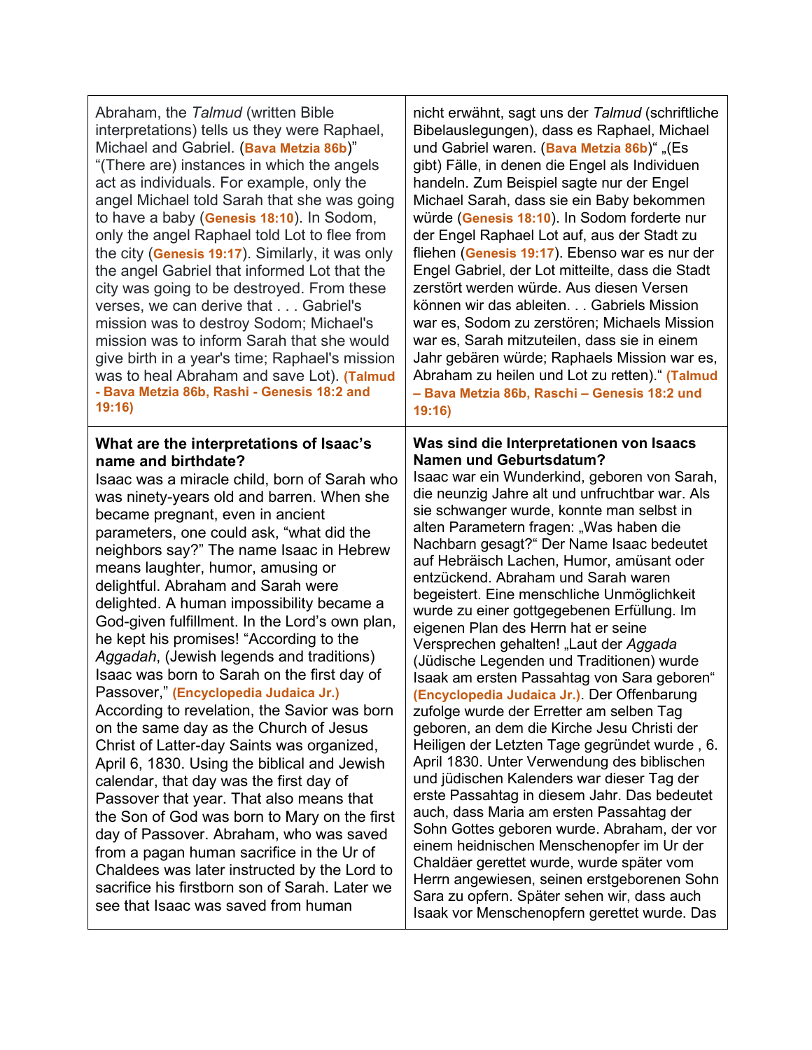| | |
|---|---|
| Abraham, the *Talmud* (written Bible interpretations) tells us they were Raphael, Michael and Gabriel. (**Bava Metzia 86b**)" "(There are) instances in which the angels act as individuals. For example, only the angel Michael told Sarah that she was going to have a baby (**Genesis 18:10**). In Sodom, only the angel Raphael told Lot to flee from the city (**Genesis 19:17**). Similarly, it was only the angel Gabriel that informed Lot that the city was going to be destroyed. From these verses, we can derive that . . . Gabriel's mission was to destroy Sodom; Michael's mission was to inform Sarah that she would give birth in a year's time; Raphael's mission was to heal Abraham and save Lot). **(Talmud - Bava Metzia 86b, Rashi - Genesis 18:2 and 19:16)** | nicht erwähnt, sagt uns der *Talmud* (schriftliche Bibelauslegungen), dass es Raphael, Michael und Gabriel waren. (**Bava Metzia 86b**)" „(Es gibt) Fälle, in denen die Engel als Individuen handeln. Zum Beispiel sagte nur der Engel Michael Sarah, dass sie ein Baby bekommen würde (**Genesis 18:10**). In Sodom forderte nur der Engel Raphael Lot auf, aus der Stadt zu fliehen (**Genesis 19:17**). Ebenso war es nur der Engel Gabriel, der Lot mitteilte, dass die Stadt zerstört werden würde. Aus diesen Versen können wir das ableiten. . . Gabriels Mission war es, Sodom zu zerstören; Michaels Mission war es, Sarah mitzuteilen, dass sie in einem Jahr gebären würde; Raphaels Mission war es, Abraham zu heilen und Lot zu retten)." **(Talmud – Bava Metzia 86b, Raschi – Genesis 18:2 und 19:16)** |
| **What are the interpretations of Isaac's name and birthdate?** Isaac was a miracle child, born of Sarah who was ninety-years old and barren. When she became pregnant, even in ancient parameters, one could ask, "what did the neighbors say?" The name Isaac in Hebrew means laughter, humor, amusing or delightful. Abraham and Sarah were delighted. A human impossibility became a God-given fulfillment. In the Lord's own plan, he kept his promises! "According to the *Aggadah*, (Jewish legends and traditions) Isaac was born to Sarah on the first day of Passover," **(Encyclopedia Judaica Jr.)** According to revelation, the Savior was born on the same day as the Church of Jesus Christ of Latter-day Saints was organized, April 6, 1830. Using the biblical and Jewish calendar, that day was the first day of Passover that year. That also means that the Son of God was born to Mary on the first day of Passover. Abraham, who was saved from a pagan human sacrifice in the Ur of Chaldees was later instructed by the Lord to sacrifice his firstborn son of Sarah. Later we see that Isaac was saved from human | **Was sind die Interpretationen von Isaacs Namen und Geburtsdatum?** Isaac war ein Wunderkind, geboren von Sarah, die neunzig Jahre alt und unfruchtbar war. Als sie schwanger wurde, konnte man selbst in alten Parametern fragen: „Was haben die Nachbarn gesagt?" Der Name Isaac bedeutet auf Hebräisch Lachen, Humor, amüsant oder entzückend. Abraham und Sarah waren begeistert. Eine menschliche Unmöglichkeit wurde zu einer gottgegebenen Erfüllung. Im eigenen Plan des Herrn hat er seine Versprechen gehalten! „Laut der *Aggada* (Jüdische Legenden und Traditionen) wurde Isaak am ersten Passahtag von Sara geboren" **(Encyclopedia Judaica Jr.)**. Der Offenbarung zufolge wurde der Erretter am selben Tag geboren, an dem die Kirche Jesu Christi der Heiligen der Letzten Tage gegründet wurde , 6. April 1830. Unter Verwendung des biblischen und jüdischen Kalenders war dieser Tag der erste Passahtag in diesem Jahr. Das bedeutet auch, dass Maria am ersten Passahtag der Sohn Gottes geboren wurde. Abraham, der vor einem heidnischen Menschenopfer im Ur der Chaldäer gerettet wurde, wurde später vom Herrn angewiesen, seinen erstgeborenen Sohn Sara zu opfern. Später sehen wir, dass auch Isaak vor Menschenopfern gerettet wurde. Das |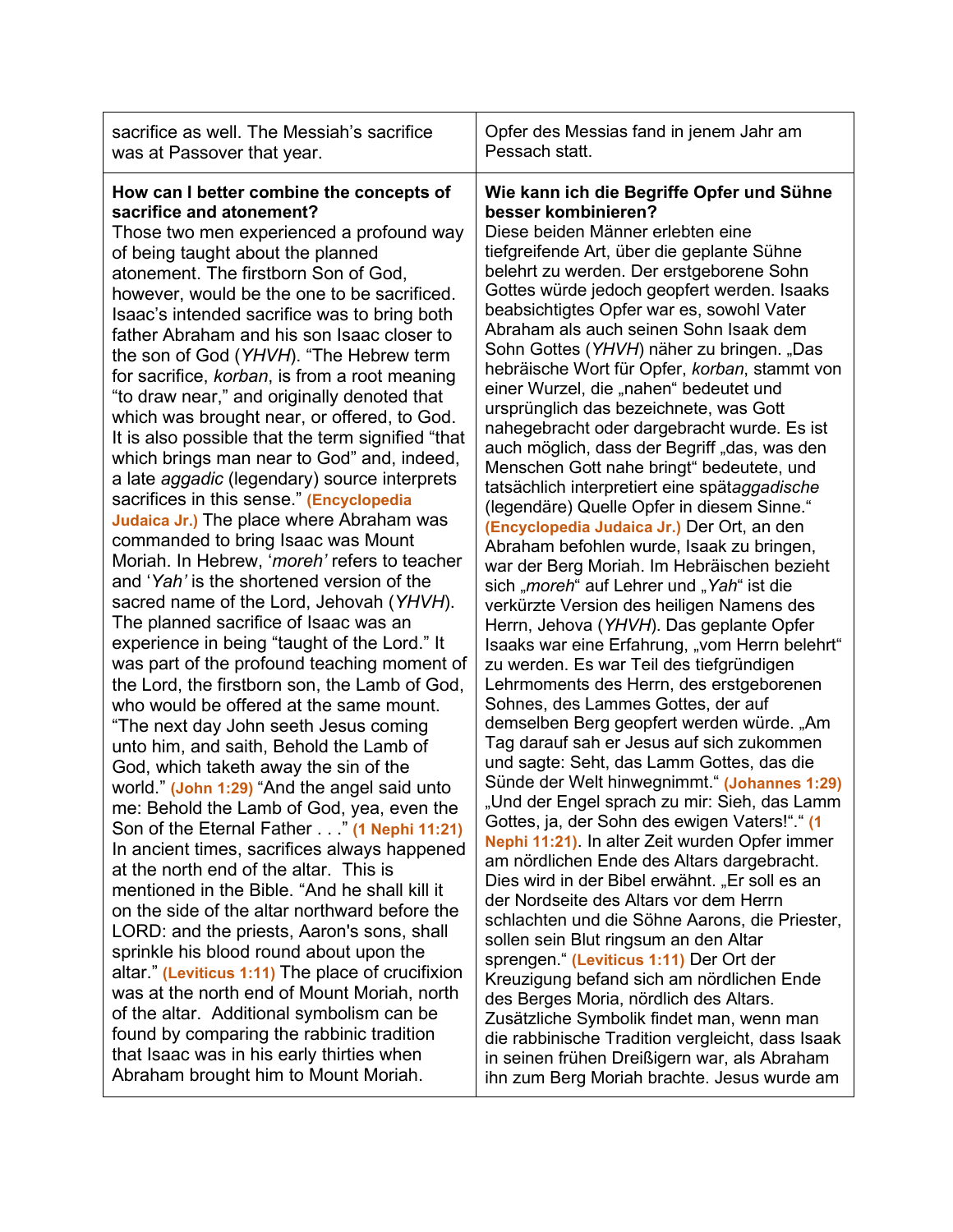| | |
|---|---|
| sacrifice as well. The Messiah's sacrifice was at Passover that year. | Opfer des Messias fand in jenem Jahr am Pessach statt. |
| **How can I better combine the concepts of sacrifice and atonement?** Those two men experienced a profound way of being taught about the planned atonement. The firstborn Son of God, however, would be the one to be sacrificed. Isaac's intended sacrifice was to bring both father Abraham and his son Isaac closer to the son of God (*YHVH*). "The Hebrew term for sacrifice, *korban*, is from a root meaning "to draw near," and originally denoted that which was brought near, or offered, to God. It is also possible that the term signified "that which brings man near to God" and, indeed, a late *aggadic* (legendary) source interprets sacrifices in this sense." **(Encyclopedia Judaica Jr.)** The place where Abraham was commanded to bring Isaac was Mount Moriah. In Hebrew, '*moreh'* refers to teacher and '*Yah'* is the shortened version of the sacred name of the Lord, Jehovah (*YHVH*). The planned sacrifice of Isaac was an experience in being "taught of the Lord." It was part of the profound teaching moment of the Lord, the firstborn son, the Lamb of God, who would be offered at the same mount. "The next day John seeth Jesus coming unto him, and saith, Behold the Lamb of God, which taketh away the sin of the world." **(John 1:29)** "And the angel said unto me: Behold the Lamb of God, yea, even the Son of the Eternal Father . . ." **(1 Nephi 11:21)** In ancient times, sacrifices always happened at the north end of the altar. This is mentioned in the Bible. "And he shall kill it on the side of the altar northward before the LORD: and the priests, Aaron's sons, shall sprinkle his blood round about upon the altar." **(Leviticus 1:11)** The place of crucifixion was at the north end of Mount Moriah, north of the altar. Additional symbolism can be found by comparing the rabbinic tradition that Isaac was in his early thirties when Abraham brought him to Mount Moriah. | **Wie kann ich die Begriffe Opfer und Sühne besser kombinieren?** Diese beiden Männer erlebten eine tiefgreifende Art, über die geplante Sühne belehrt zu werden. Der erstgeborene Sohn Gottes würde jedoch geopfert werden. Isaaks beabsichtigtes Opfer war es, sowohl Vater Abraham als auch seinen Sohn Isaak dem Sohn Gottes (*YHVH*) näher zu bringen. „Das hebräische Wort für Opfer, *korban*, stammt von einer Wurzel, die „nahen" bedeutet und ursprünglich das bezeichnete, was Gott nahegebracht oder dargebracht wurde. Es ist auch möglich, dass der Begriff „das, was den Menschen Gott nahe bringt" bedeutete, und tatsächlich interpretiert eine spät*aggadische* (legendäre) Quelle Opfer in diesem Sinne." **(Encyclopedia Judaica Jr.)** Der Ort, an den Abraham befohlen wurde, Isaak zu bringen, war der Berg Moriah. Im Hebräischen bezieht sich „*moreh*" auf Lehrer und „*Yah*" ist die verkürzte Version des heiligen Namens des Herrn, Jehova (*YHVH*). Das geplante Opfer Isaaks war eine Erfahrung, „vom Herrn belehrt" zu werden. Es war Teil des tiefgründigen Lehrmoments des Herrn, des erstgeborenen Sohnes, des Lammes Gottes, der auf demselben Berg geopfert werden würde. „Am Tag darauf sah er Jesus auf sich zukommen und sagte: Seht, das Lamm Gottes, das die Sünde der Welt hinwegnimmt." **(Johannes 1:29)** „Und der Engel sprach zu mir: Sieh, das Lamm Gottes, ja, der Sohn des ewigen Vaters!"." **(1 Nephi 11:21)**. In alter Zeit wurden Opfer immer am nördlichen Ende des Altars dargebracht. Dies wird in der Bibel erwähnt. „Er soll es an der Nordseite des Altars vor dem Herrn schlachten und die Söhne Aarons, die Priester, sollen sein Blut ringsum an den Altar sprengen." **(Leviticus 1:11)** Der Ort der Kreuzigung befand sich am nördlichen Ende des Berges Moria, nördlich des Altars. Zusätzliche Symbolik findet man, wenn man die rabbinische Tradition vergleicht, dass Isaak in seinen frühen Dreißigern war, als Abraham ihn zum Berg Moriah brachte. Jesus wurde am |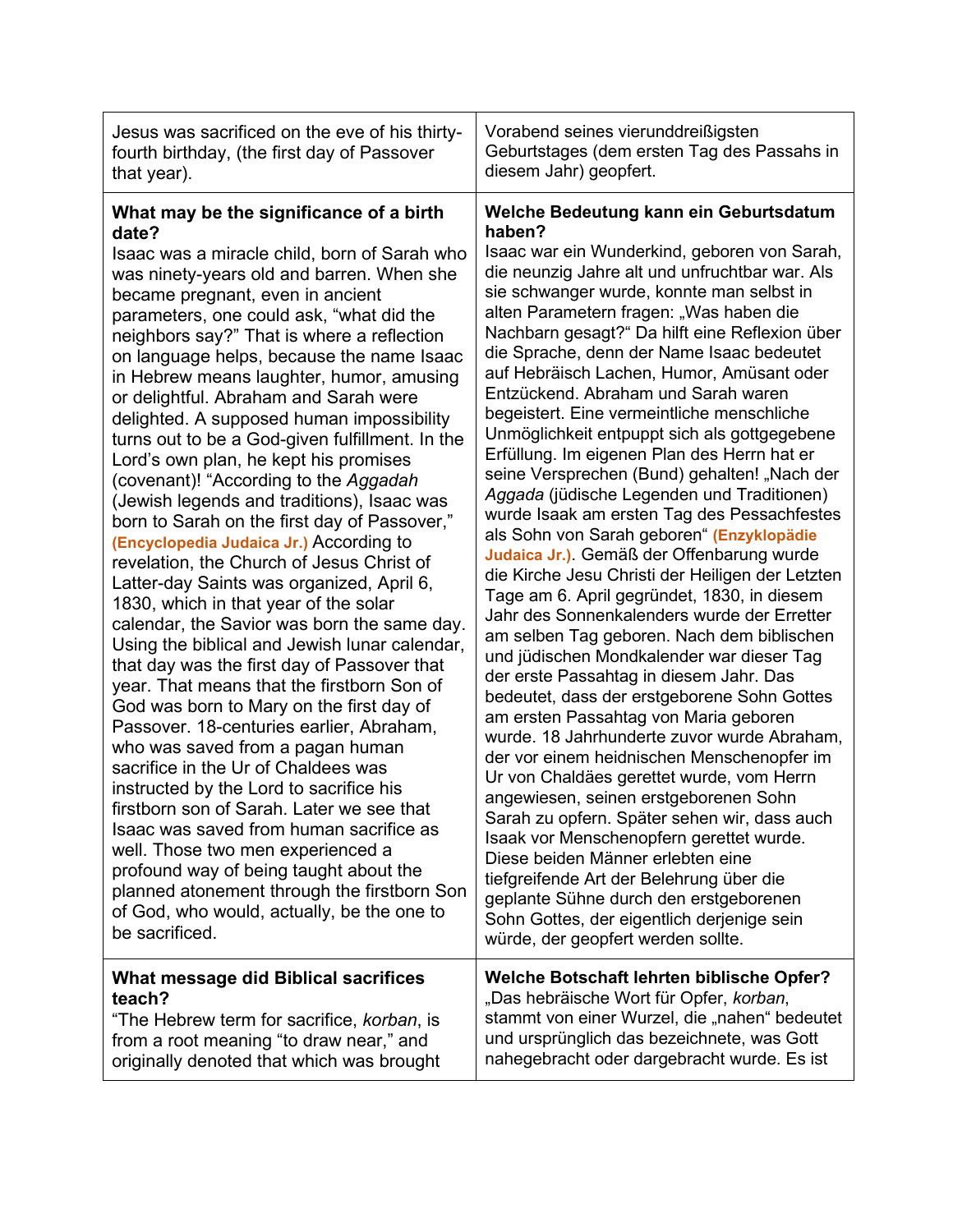| Jesus was sacrificed on the eve of his thirty-fourth birthday, (the first day of Passover that year). | Vorabend seines vierunddreißigsten Geburtstages (dem ersten Tag des Passahs in diesem Jahr) geopfert. |
|---|---|
| **What may be the significance of a birth date?** Isaac was a miracle child, born of Sarah who was ninety-years old and barren. When she became pregnant, even in ancient parameters, one could ask, "what did the neighbors say?" That is where a reflection on language helps, because the name Isaac in Hebrew means laughter, humor, amusing or delightful. Abraham and Sarah were delighted. A supposed human impossibility turns out to be a God-given fulfillment. In the Lord's own plan, he kept his promises (covenant)! "According to the *Aggadah* (Jewish legends and traditions), Isaac was born to Sarah on the first day of Passover," **(Encyclopedia Judaica Jr.)** According to revelation, the Church of Jesus Christ of Latter-day Saints was organized, April 6, 1830, which in that year of the solar calendar, the Savior was born the same day. Using the biblical and Jewish lunar calendar, that day was the first day of Passover that year. That means that the firstborn Son of God was born to Mary on the first day of Passover. 18-centuries earlier, Abraham, who was saved from a pagan human sacrifice in the Ur of Chaldees was instructed by the Lord to sacrifice his firstborn son of Sarah. Later we see that Isaac was saved from human sacrifice as well. Those two men experienced a profound way of being taught about the planned atonement through the firstborn Son of God, who would, actually, be the one to be sacrificed. | **Welche Bedeutung kann ein Geburtsdatum haben?** Isaac war ein Wunderkind, geboren von Sarah, die neunzig Jahre alt und unfruchtbar war. Als sie schwanger wurde, konnte man selbst in alten Parametern fragen: „Was haben die Nachbarn gesagt?" Da hilft eine Reflexion über die Sprache, denn der Name Isaac bedeutet auf Hebräisch Lachen, Humor, Amüsant oder Entzückend. Abraham und Sarah waren begeistert. Eine vermeintliche menschliche Unmöglichkeit entpuppt sich als gottgegebene Erfüllung. Im eigenen Plan des Herrn hat er seine Versprechen (Bund) gehalten! „Nach der *Aggada* (jüdische Legenden und Traditionen) wurde Isaak am ersten Tag des Pessachfestes als Sohn von Sarah geboren" **(Enzyklopädie Judaica Jr.)**. Gemäß der Offenbarung wurde die Kirche Jesu Christi der Heiligen der Letzten Tage am 6. April gegründet, 1830, in diesem Jahr des Sonnenkalenders wurde der Erretter am selben Tag geboren. Nach dem biblischen und jüdischen Mondkalender war dieser Tag der erste Passahtag in diesem Jahr. Das bedeutet, dass der erstgeborene Sohn Gottes am ersten Passahtag von Maria geboren wurde. 18 Jahrhunderte zuvor wurde Abraham, der vor einem heidnischen Menschenopfer im Ur von Chaldäes gerettet wurde, vom Herrn angewiesen, seinen erstgeborenen Sohn Sarah zu opfern. Später sehen wir, dass auch Isaak vor Menschenopfern gerettet wurde. Diese beiden Männer erlebten eine tiefgreifende Art der Belehrung über die geplante Sühne durch den erstgeborenen Sohn Gottes, der eigentlich derjenige sein würde, der geopfert werden sollte. |
| **What message did Biblical sacrifices teach?** "The Hebrew term for sacrifice, *korban*, is from a root meaning "to draw near," and originally denoted that which was brought | **Welche Botschaft lehrten biblische Opfer?** „Das hebräische Wort für Opfer, *korban*, stammt von einer Wurzel, die „nahen" bedeutet und ursprünglich das bezeichnete, was Gott nahegebracht oder dargebracht wurde. Es ist |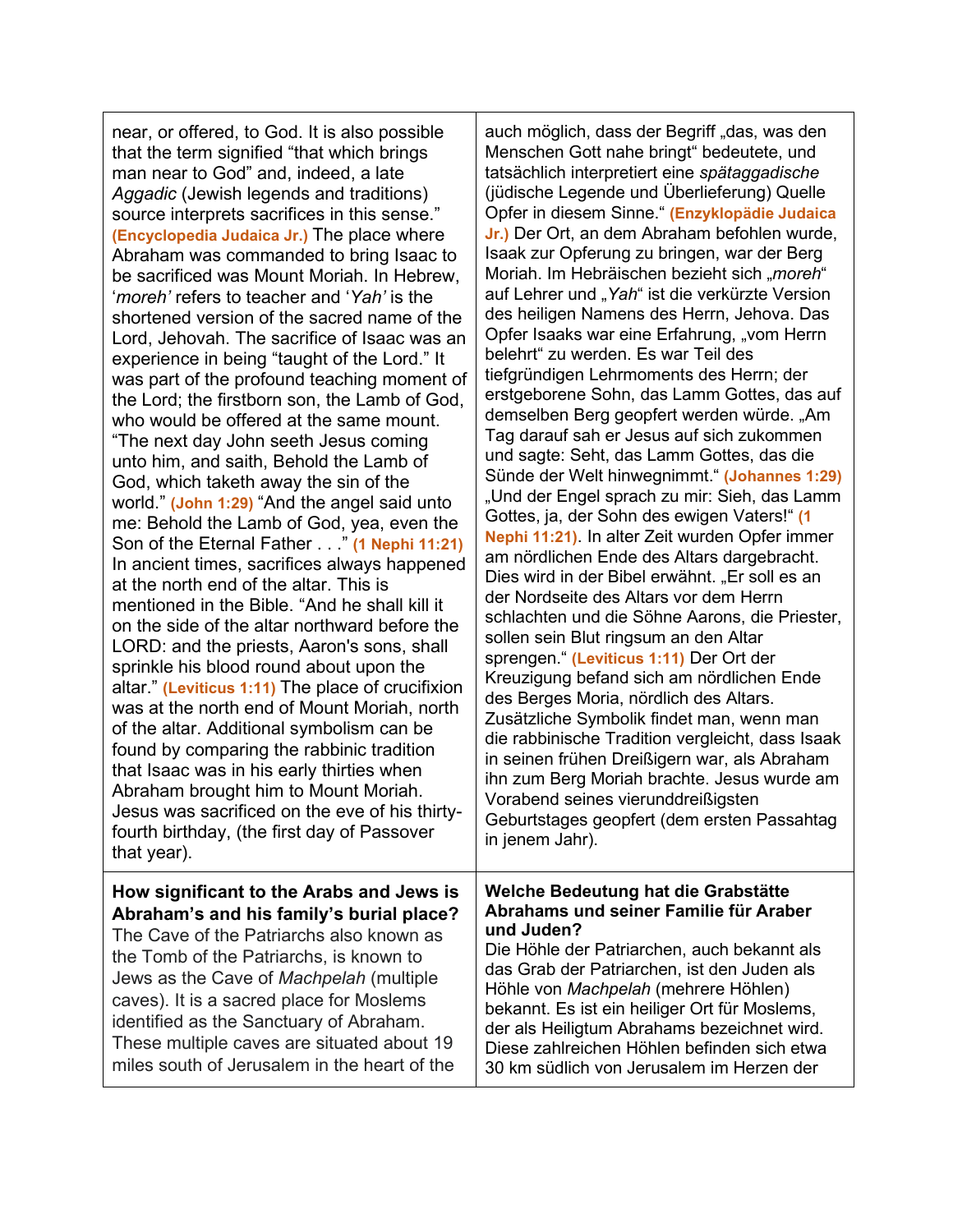| | |
|---|---|
| near, or offered, to God. It is also possible that the term signified "that which brings man near to God" and, indeed, a late *Aggadic* (Jewish legends and traditions) source interprets sacrifices in this sense." **(Encyclopedia Judaica Jr.)** The place where Abraham was commanded to bring Isaac to be sacrificed was Mount Moriah. In Hebrew, '*moreh'* refers to teacher and '*Yah'* is the shortened version of the sacred name of the Lord, Jehovah. The sacrifice of Isaac was an experience in being "taught of the Lord." It was part of the profound teaching moment of the Lord; the firstborn son, the Lamb of God, who would be offered at the same mount. "The next day John seeth Jesus coming unto him, and saith, Behold the Lamb of God, which taketh away the sin of the world." **(John 1:29)** "And the angel said unto me: Behold the Lamb of God, yea, even the Son of the Eternal Father . . ." **(1 Nephi 11:21)** In ancient times, sacrifices always happened at the north end of the altar. This is mentioned in the Bible. "And he shall kill it on the side of the altar northward before the LORD: and the priests, Aaron's sons, shall sprinkle his blood round about upon the altar." **(Leviticus 1:11)** The place of crucifixion was at the north end of Mount Moriah, north of the altar. Additional symbolism can be found by comparing the rabbinic tradition that Isaac was in his early thirties when Abraham brought him to Mount Moriah. Jesus was sacrificed on the eve of his thirty-fourth birthday, (the first day of Passover that year). | auch möglich, dass der Begriff „das, was den Menschen Gott nahe bringt" bedeutete, und tatsächlich interpretiert eine *spätaggadische* (jüdische Legende und Überlieferung) Quelle Opfer in diesem Sinne." **(Enzyklopädie Judaica Jr.)** Der Ort, an dem Abraham befohlen wurde, Isaak zur Opferung zu bringen, war der Berg Moriah. Im Hebräischen bezieht sich „*moreh*" auf Lehrer und „*Yah*" ist die verkürzte Version des heiligen Namens des Herrn, Jehova. Das Opfer Isaaks war eine Erfahrung, „vom Herrn belehrt" zu werden. Es war Teil des tiefgründigen Lehrmoments des Herrn; der erstgeborene Sohn, das Lamm Gottes, das auf demselben Berg geopfert werden würde. „Am Tag darauf sah er Jesus auf sich zukommen und sagte: Seht, das Lamm Gottes, das die Sünde der Welt hinwegnimmt." **(Johannes 1:29)** „Und der Engel sprach zu mir: Sieh, das Lamm Gottes, ja, der Sohn des ewigen Vaters!" **(1 Nephi 11:21)**. In alter Zeit wurden Opfer immer am nördlichen Ende des Altars dargebracht. Dies wird in der Bibel erwähnt. „Er soll es an der Nordseite des Altars vor dem Herrn schlachten und die Söhne Aarons, die Priester, sollen sein Blut ringsum an den Altar sprengen." **(Leviticus 1:11)** Der Ort der Kreuzigung befand sich am nördlichen Ende des Berges Moria, nördlich des Altars. Zusätzliche Symbolik findet man, wenn man die rabbinische Tradition vergleicht, dass Isaak in seinen frühen Dreißigern war, als Abraham ihn zum Berg Moriah brachte. Jesus wurde am Vorabend seines vierunddreißigsten Geburtstages geopfert (dem ersten Passahtag in jenem Jahr). |
| **How significant to the Arabs and Jews is Abraham's and his family's burial place?** The Cave of the Patriarchs also known as the Tomb of the Patriarchs, is known to Jews as the Cave of *Machpelah* (multiple caves). It is a sacred place for Moslems identified as the Sanctuary of Abraham. These multiple caves are situated about 19 miles south of Jerusalem in the heart of the | **Welche Bedeutung hat die Grabstätte Abrahams und seiner Familie für Araber und Juden?** Die Höhle der Patriarchen, auch bekannt als das Grab der Patriarchen, ist den Juden als Höhle von *Machpelah* (mehrere Höhlen) bekannt. Es ist ein heiliger Ort für Moslems, der als Heiligtum Abrahams bezeichnet wird. Diese zahlreichen Höhlen befinden sich etwa 30 km südlich von Jerusalem im Herzen der |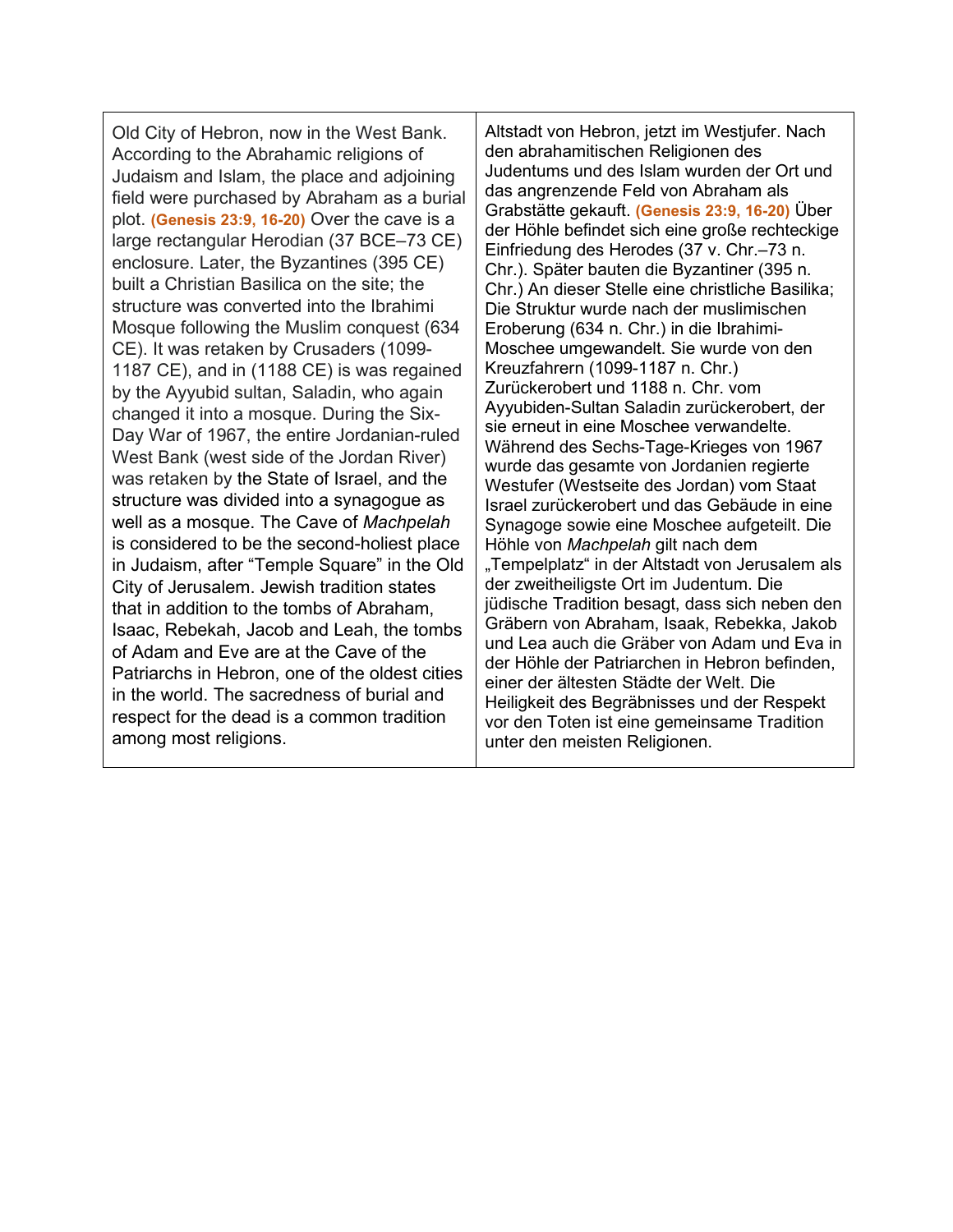| | |
|---|---|
| Old City of Hebron, now in the West Bank. According to the Abrahamic religions of Judaism and Islam, the place and adjoining field were purchased by Abraham as a burial plot. **(Genesis 23:9, 16-20)** Over the cave is a large rectangular Herodian (37 BCE–73 CE) enclosure. Later, the Byzantines (395 CE) built a Christian Basilica on the site; the structure was converted into the Ibrahimi Mosque following the Muslim conquest (634 CE). It was retaken by Crusaders (1099-1187 CE), and in (1188 CE) is was regained by the Ayyubid sultan, Saladin, who again changed it into a mosque. During the Six-Day War of 1967, the entire Jordanian-ruled West Bank (west side of the Jordan River) was retaken by the State of Israel, and the structure was divided into a synagogue as well as a mosque. The Cave of *Machpelah* is considered to be the second-holiest place in Judaism, after "Temple Square" in the Old City of Jerusalem. Jewish tradition states that in addition to the tombs of Abraham, Isaac, Rebekah, Jacob and Leah, the tombs of Adam and Eve are at the Cave of the Patriarchs in Hebron, one of the oldest cities in the world. The sacredness of burial and respect for the dead is a common tradition among most religions. | Altstadt von Hebron, jetzt im Westjufer. Nach den abrahamitischen Religionen des Judentums und des Islam wurden der Ort und das angrenzende Feld von Abraham als Grabstätte gekauft. **(Genesis 23:9, 16-20)** Über der Höhle befindet sich eine große rechteckige Einfriedung des Herodes (37 v. Chr.–73 n. Chr.). Später bauten die Byzantiner (395 n. Chr.) An dieser Stelle eine christliche Basilika; Die Struktur wurde nach der muslimischen Eroberung (634 n. Chr.) in die Ibrahimi-Moschee umgewandelt. Sie wurde von den Kreuzfahrern (1099-1187 n. Chr.) Zurückerobert und 1188 n. Chr. vom Ayyubiden-Sultan Saladin zurückerobert, der sie erneut in eine Moschee verwandelte. Während des Sechs-Tage-Krieges von 1967 wurde das gesamte von Jordanien regierte Westufer (Westseite des Jordan) vom Staat Israel zurückerobert und das Gebäude in eine Synagoge sowie eine Moschee aufgeteilt. Die Höhle von *Machpelah* gilt nach dem „Tempelplatz" in der Altstadt von Jerusalem als der zweitheiligste Ort im Judentum. Die jüdische Tradition besagt, dass sich neben den Gräbern von Abraham, Isaak, Rebekka, Jakob und Lea auch die Gräber von Adam und Eva in der Höhle der Patriarchen in Hebron befinden, einer der ältesten Städte der Welt. Die Heiligkeit des Begräbnisses und der Respekt vor den Toten ist eine gemeinsame Tradition unter den meisten Religionen. |